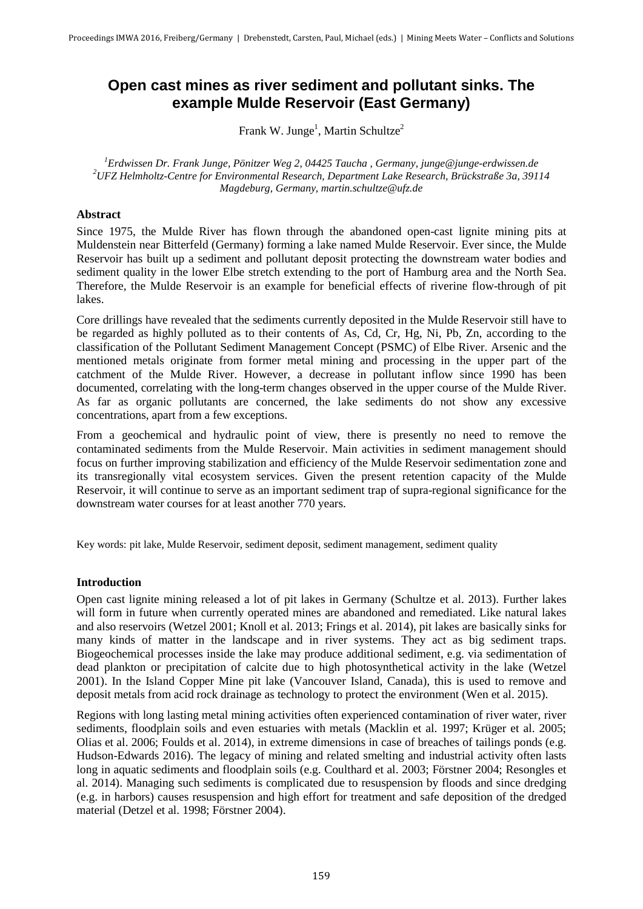# Open cast mines as river sediment and pollutant sinks. The example Mulde Reservoir (East Germany)

Frank W. Junge[1], Martin Schultze[2]

[1]*Erdwissen Dr. Frank Junge, Pönitzer Weg 2, 04425 Taucha , Germany, junge@junge-erdwissen.de*
[2]*UFZ Helmholtz-Centre for Environmental Research, Department Lake Research, Brückstraße 3a, 39114 Magdeburg, Germany, martin.schultze@ufz.de*

**Abstract**

Since 1975, the Mulde River has flown through the abandoned open-cast lignite mining pits at Muldenstein near Bitterfeld (Germany) forming a lake named Mulde Reservoir. Ever since, the Mulde Reservoir has built up a sediment and pollutant deposit protecting the downstream water bodies and sediment quality in the lower Elbe stretch extending to the port of Hamburg area and the North Sea. Therefore, the Mulde Reservoir is an example for beneficial effects of riverine flow-through of pit lakes.

Core drillings have revealed that the sediments currently deposited in the Mulde Reservoir still have to be regarded as highly polluted as to their contents of As, Cd, Cr, Hg, Ni, Pb, Zn, according to the classification of the Pollutant Sediment Management Concept (PSMC) of Elbe River. Arsenic and the mentioned metals originate from former metal mining and processing in the upper part of the catchment of the Mulde River. However, a decrease in pollutant inflow since 1990 has been documented, correlating with the long-term changes observed in the upper course of the Mulde River. As far as organic pollutants are concerned, the lake sediments do not show any excessive concentrations, apart from a few exceptions.

From a geochemical and hydraulic point of view, there is presently no need to remove the contaminated sediments from the Mulde Reservoir. Main activities in sediment management should focus on further improving stabilization and efficiency of the Mulde Reservoir sedimentation zone and its transregionally vital ecosystem services. Given the present retention capacity of the Mulde Reservoir, it will continue to serve as an important sediment trap of supra-regional significance for the downstream water courses for at least another 770 years.

Key words: pit lake, Mulde Reservoir, sediment deposit, sediment management, sediment quality

**Introduction**

Open cast lignite mining released a lot of pit lakes in Germany (Schultze et al. 2013). Further lakes will form in future when currently operated mines are abandoned and remediated. Like natural lakes and also reservoirs (Wetzel 2001; Knoll et al. 2013; Frings et al. 2014), pit lakes are basically sinks for many kinds of matter in the landscape and in river systems. They act as big sediment traps. Biogeochemical processes inside the lake may produce additional sediment, e.g. via sedimentation of dead plankton or precipitation of calcite due to high photosynthetical activity in the lake (Wetzel 2001). In the Island Copper Mine pit lake (Vancouver Island, Canada), this is used to remove and deposit metals from acid rock drainage as technology to protect the environment (Wen et al. 2015).

Regions with long lasting metal mining activities often experienced contamination of river water, river sediments, floodplain soils and even estuaries with metals (Macklin et al. 1997; Krüger et al. 2005; Olias et al. 2006; Foulds et al. 2014), in extreme dimensions in case of breaches of tailings ponds (e.g. Hudson-Edwards 2016). The legacy of mining and related smelting and industrial activity often lasts long in aquatic sediments and floodplain soils (e.g. Coulthard et al. 2003; Förstner 2004; Resongles et al. 2014). Managing such sediments is complicated due to resuspension by floods and since dredging (e.g. in harbors) causes resuspension and high effort for treatment and safe deposition of the dredged material (Detzel et al. 1998; Förstner 2004).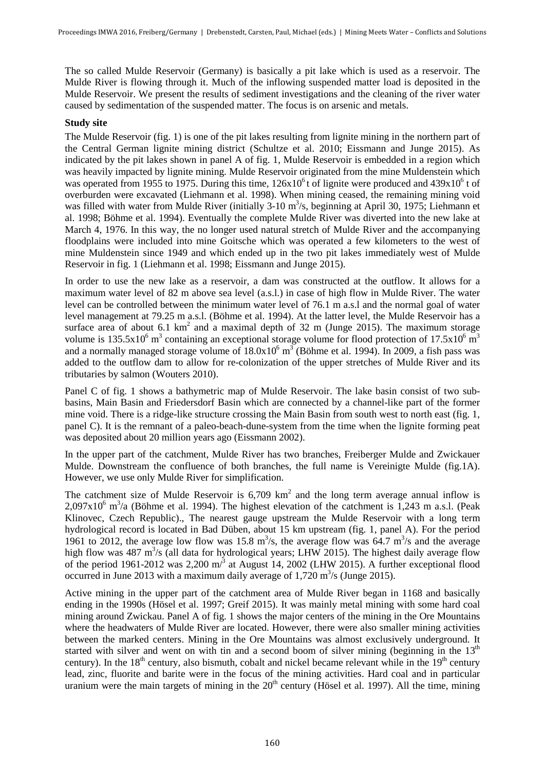The so called Mulde Reservoir (Germany) is basically a pit lake which is used as a reservoir. The Mulde River is flowing through it. Much of the inflowing suspended matter load is deposited in the Mulde Reservoir. We present the results of sediment investigations and the cleaning of the river water caused by sedimentation of the suspended matter. The focus is on arsenic and metals.

**Study site**

The Mulde Reservoir (fig. 1) is one of the pit lakes resulting from lignite mining in the northern part of the Central German lignite mining district (Schultze et al. 2010; Eissmann and Junge 2015). As indicated by the pit lakes shown in panel A of fig. 1, Mulde Reservoir is embedded in a region which was heavily impacted by lignite mining. Mulde Reservoir originated from the mine Muldenstein which was operated from 1955 to 1975. During this time, $126 \times 10^6$ t of lignite were produced and $439 \times 10^6$ t of overburden were excavated (Liehmann et al. 1998). When mining ceased, the remaining mining void was filled with water from Mulde River (initially 3-10 $m^3/s$, beginning at April 30, 1975; Liehmann et al. 1998; Böhme et al. 1994). Eventually the complete Mulde River was diverted into the new lake at March 4, 1976. In this way, the no longer used natural stretch of Mulde River and the accompanying floodplains were included into mine Goitsche which was operated a few kilometers to the west of mine Muldenstein since 1949 and which ended up in the two pit lakes immediately west of Mulde Reservoir in fig. 1 (Liehmann et al. 1998; Eissmann and Junge 2015).

In order to use the new lake as a reservoir, a dam was constructed at the outflow. It allows for a maximum water level of 82 m above sea level (a.s.l.) in case of high flow in Mulde River. The water level can be controlled between the minimum water level of 76.1 m a.s.l and the normal goal of water level management at 79.25 m a.s.l. (Böhme et al. 1994). At the latter level, the Mulde Reservoir has a surface area of about 6.1 $km^2$ and a maximal depth of 32 m (Junge 2015). The maximum storage volume is $135.5 \times 10^6$ $m^3$ containing an exceptional storage volume for flood protection of $17.5 \times 10^6$ $m^3$ and a normally managed storage volume of $18.0 \times 10^6$ $m^3$ (Böhme et al. 1994). In 2009, a fish pass was added to the outflow dam to allow for re-colonization of the upper stretches of Mulde River and its tributaries by salmon (Wouters 2010).

Panel C of fig. 1 shows a bathymetric map of Mulde Reservoir. The lake basin consist of two sub-basins, Main Basin and Friedersdorf Basin which are connected by a channel-like part of the former mine void. There is a ridge-like structure crossing the Main Basin from south west to north east (fig. 1, panel C). It is the remnant of a paleo-beach-dune-system from the time when the lignite forming peat was deposited about 20 million years ago (Eissmann 2002).

In the upper part of the catchment, Mulde River has two branches, Freiberger Mulde and Zwickauer Mulde. Downstream the confluence of both branches, the full name is Vereinigte Mulde (fig.1A). However, we use only Mulde River for simplification.

The catchment size of Mulde Reservoir is 6,709 $km^2$ and the long term average annual inflow is $2{,}097 \times 10^6$ $m^3/a$ (Böhme et al. 1994). The highest elevation of the catchment is 1,243 m a.s.l. (Peak Klinovec, Czech Republic)., The nearest gauge upstream the Mulde Reservoir with a long term hydrological record is located in Bad Düben, about 15 km upstream (fig. 1, panel A). For the period 1961 to 2012, the average low flow was 15.8 $m^3/s$, the average flow was 64.7 $m^3/s$ and the average high flow was 487 $m^3/s$ (all data for hydrological years; LHW 2015). The highest daily average flow of the period 1961-2012 was 2,200 $m/^3$ at August 14, 2002 (LHW 2015). A further exceptional flood occurred in June 2013 with a maximum daily average of 1,720 $m^3/s$ (Junge 2015).

Active mining in the upper part of the catchment area of Mulde River began in 1168 and basically ending in the 1990s (Hösel et al. 1997; Greif 2015). It was mainly metal mining with some hard coal mining around Zwickau. Panel A of fig. 1 shows the major centers of the mining in the Ore Mountains where the headwaters of Mulde River are located. However, there were also smaller mining activities between the marked centers. Mining in the Ore Mountains was almost exclusively underground. It started with silver and went on with tin and a second boom of silver mining (beginning in the 13th century). In the 18th century, also bismuth, cobalt and nickel became relevant while in the 19th century lead, zinc, fluorite and barite were in the focus of the mining activities. Hard coal and in particular uranium were the main targets of mining in the 20th century (Hösel et al. 1997). All the time, mining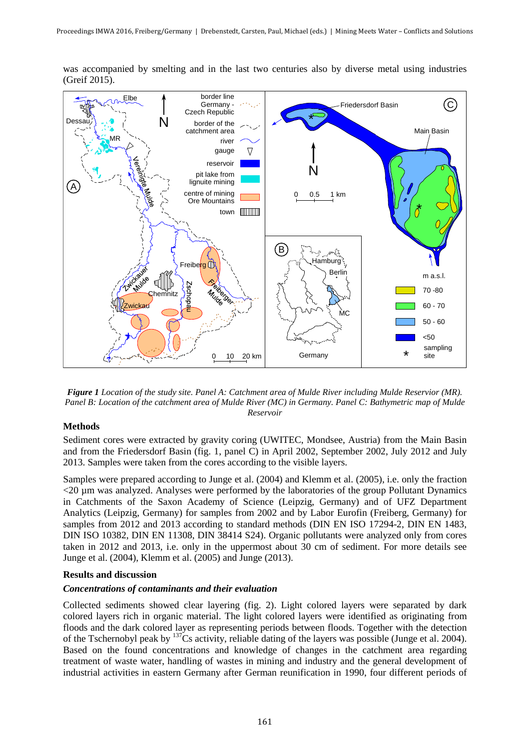was accompanied by smelting and in the last two centuries also by diverse metal using industries (Greif 2015).

***Figure 1*** *Location of the study site. Panel A: Catchment area of Mulde River including Mulde Reservior (MR). Panel B: Location of the catchment area of Mulde River (MC) in Germany. Panel C: Bathymetric map of Mulde Reservoir*

## Methods

Sediment cores were extracted by gravity coring (UWITEC, Mondsee, Austria) from the Main Basin and from the Friedersdorf Basin (fig. 1, panel C) in April 2002, September 2002, July 2012 and July 2013. Samples were taken from the cores according to the visible layers.

Samples were prepared according to Junge et al. (2004) and Klemm et al. (2005), i.e. only the fraction <20 µm was analyzed. Analyses were performed by the laboratories of the group Pollutant Dynamics in Catchments of the Saxon Academy of Science (Leipzig, Germany) and of UFZ Department Analytics (Leipzig, Germany) for samples from 2002 and by Labor Eurofin (Freiberg, Germany) for samples from 2012 and 2013 according to standard methods (DIN EN ISO 17294-2, DIN EN 1483, DIN ISO 10382, DIN EN 11308, DIN 38414 S24). Organic pollutants were analyzed only from cores taken in 2012 and 2013, i.e. only in the uppermost about 30 cm of sediment. For more details see Junge et al. (2004), Klemm et al. (2005) and Junge (2013).

## Results and discussion

### *Concentrations of contaminants and their evaluation*

Collected sediments showed clear layering (fig. 2). Light colored layers were separated by dark colored layers rich in organic material. The light colored layers were identified as originating from floods and the dark colored layer as representing periods between floods. Together with the detection of the Tschernobyl peak by $^{137}$Cs activity, reliable dating of the layers was possible (Junge et al. 2004). Based on the found concentrations and knowledge of changes in the catchment area regarding treatment of waste water, handling of wastes in mining and industry and the general development of industrial activities in eastern Germany after German reunification in 1990, four different periods of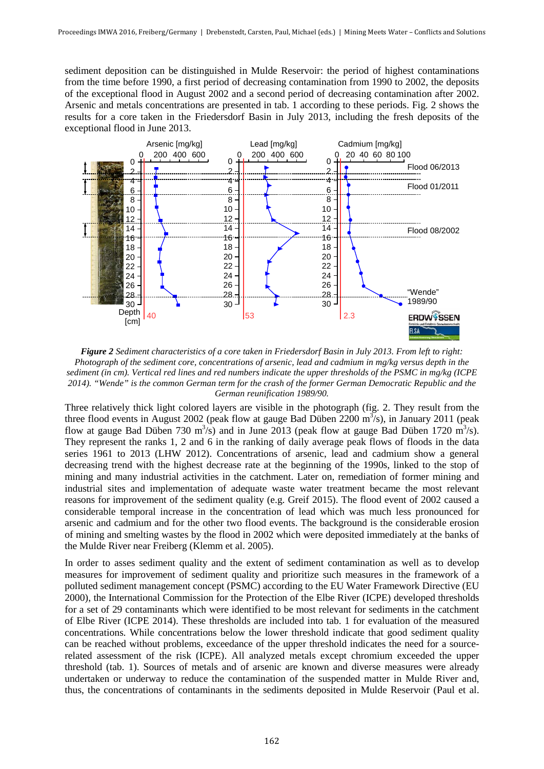sediment deposition can be distinguished in Mulde Reservoir: the period of highest contaminations from the time before 1990, a first period of decreasing contamination from 1990 to 2002, the deposits of the exceptional flood in August 2002 and a second period of decreasing contamination after 2002. Arsenic and metals concentrations are presented in tab. 1 according to these periods. Fig. 2 shows the results for a core taken in the Friedersdorf Basin in July 2013, including the fresh deposits of the exceptional flood in June 2013.

***Figure 2*** *Sediment characteristics of a core taken in Friedersdorf Basin in July 2013. From left to right: Photograph of the sediment core, concentrations of arsenic, lead and cadmium in mg/kg versus depth in the sediment (in cm). Vertical red lines and red numbers indicate the upper thresholds of the PSMC in mg/kg (ICPE 2014). "Wende" is the common German term for the crash of the former German Democratic Republic and the German reunification 1989/90.*

Three relatively thick light colored layers are visible in the photograph (fig. 2. They result from the three flood events in August 2002 (peak flow at gauge Bad Düben 2200 $m^3$/s), in January 2011 (peak flow at gauge Bad Düben 730 $m^3$/s) and in June 2013 (peak flow at gauge Bad Düben 1720 $m^3$/s). They represent the ranks 1, 2 and 6 in the ranking of daily average peak flows of floods in the data series 1961 to 2013 (LHW 2012). Concentrations of arsenic, lead and cadmium show a general decreasing trend with the highest decrease rate at the beginning of the 1990s, linked to the stop of mining and many industrial activities in the catchment. Later on, remediation of former mining and industrial sites and implementation of adequate waste water treatment became the most relevant reasons for improvement of the sediment quality (e.g. Greif 2015). The flood event of 2002 caused a considerable temporal increase in the concentration of lead which was much less pronounced for arsenic and cadmium and for the other two flood events. The background is the considerable erosion of mining and smelting wastes by the flood in 2002 which were deposited immediately at the banks of the Mulde River near Freiberg (Klemm et al. 2005).

In order to asses sediment quality and the extent of sediment contamination as well as to develop measures for improvement of sediment quality and prioritize such measures in the framework of a polluted sediment management concept (PSMC) according to the EU Water Framework Directive (EU 2000), the International Commission for the Protection of the Elbe River (ICPE) developed thresholds for a set of 29 contaminants which were identified to be most relevant for sediments in the catchment of Elbe River (ICPE 2014). These thresholds are included into tab. 1 for evaluation of the measured concentrations. While concentrations below the lower threshold indicate that good sediment quality can be reached without problems, exceedance of the upper threshold indicates the need for a source-related assessment of the risk (ICPE). All analyzed metals except chromium exceeded the upper threshold (tab. 1). Sources of metals and of arsenic are known and diverse measures were already undertaken or underway to reduce the contamination of the suspended matter in Mulde River and, thus, the concentrations of contaminants in the sediments deposited in Mulde Reservoir (Paul et al.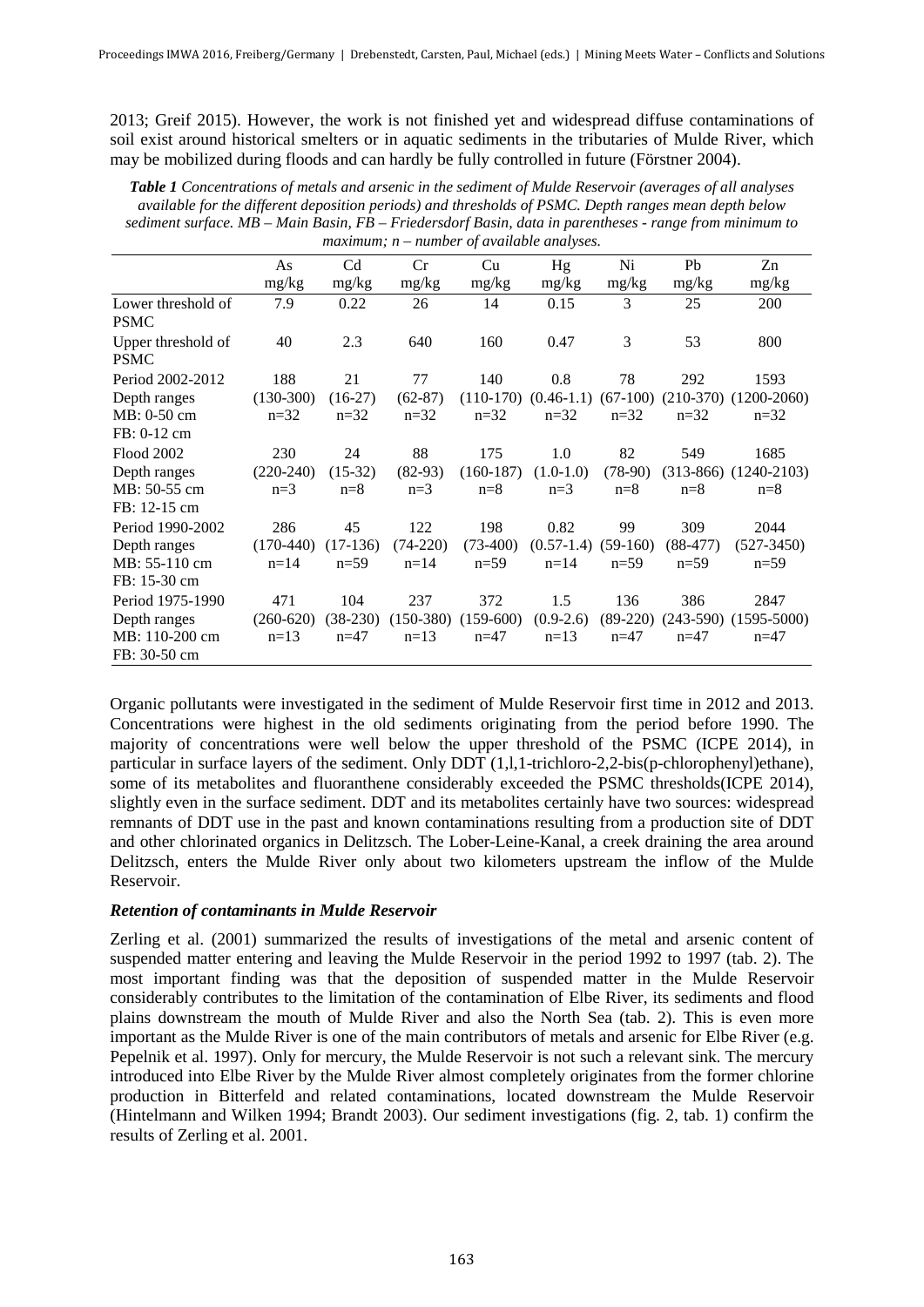2013; Greif 2015). However, the work is not finished yet and widespread diffuse contaminations of soil exist around historical smelters or in aquatic sediments in the tributaries of Mulde River, which may be mobilized during floods and can hardly be fully controlled in future (Förstner 2004).

***Table 1** Concentrations of metals and arsenic in the sediment of Mulde Reservoir (averages of all analyses available for the different deposition periods) and thresholds of PSMC. Depth ranges mean depth below sediment surface. MB – Main Basin, FB – Friedersdorf Basin, data in parentheses - range from minimum to maximum; n – number of available analyses.*

| | As mg/kg | Cd mg/kg | Cr mg/kg | Cu mg/kg | Hg mg/kg | Ni mg/kg | Pb mg/kg | Zn mg/kg |
|---|---|---|---|---|---|---|---|---|
| Lower threshold of PSMC | 7.9 | 0.22 | 26 | 14 | 0.15 | 3 | 25 | 200 |
| Upper threshold of PSMC | 40 | 2.3 | 640 | 160 | 0.47 | 3 | 53 | 800 |
| Period 2002-2012 | 188 | 21 | 77 | 140 | 0.8 | 78 | 292 | 1593 |
| Depth ranges | (130-300) | (16-27) | (62-87) | (110-170) | (0.46-1.1) | (67-100) | (210-370) | (1200-2060) |
| MB: 0-50 cm | n=32 | n=32 | n=32 | n=32 | n=32 | n=32 | n=32 | n=32 |
| FB: 0-12 cm | | | | | | | | |
| Flood 2002 | 230 | 24 | 88 | 175 | 1.0 | 82 | 549 | 1685 |
| Depth ranges | (220-240) | (15-32) | (82-93) | (160-187) | (1.0-1.0) | (78-90) | (313-866) | (1240-2103) |
| MB: 50-55 cm | n=3 | n=8 | n=3 | n=8 | n=3 | n=8 | n=8 | n=8 |
| FB: 12-15 cm | | | | | | | | |
| Period 1990-2002 | 286 | 45 | 122 | 198 | 0.82 | 99 | 309 | 2044 |
| Depth ranges | (170-440) | (17-136) | (74-220) | (73-400) | (0.57-1.4) | (59-160) | (88-477) | (527-3450) |
| MB: 55-110 cm | n=14 | n=59 | n=14 | n=59 | n=14 | n=59 | n=59 | n=59 |
| FB: 15-30 cm | | | | | | | | |
| Period 1975-1990 | 471 | 104 | 237 | 372 | 1.5 | 136 | 386 | 2847 |
| Depth ranges | (260-620) | (38-230) | (150-380) | (159-600) | (0.9-2.6) | (89-220) | (243-590) | (1595-5000) |
| MB: 110-200 cm | n=13 | n=47 | n=13 | n=47 | n=13 | n=47 | n=47 | n=47 |
| FB: 30-50 cm | | | | | | | | |

Organic pollutants were investigated in the sediment of Mulde Reservoir first time in 2012 and 2013. Concentrations were highest in the old sediments originating from the period before 1990. The majority of concentrations were well below the upper threshold of the PSMC (ICPE 2014), in particular in surface layers of the sediment. Only DDT (1,l,1-trichloro-2,2-bis(p-chlorophenyl)ethane), some of its metabolites and fluoranthene considerably exceeded the PSMC thresholds(ICPE 2014), slightly even in the surface sediment. DDT and its metabolites certainly have two sources: widespread remnants of DDT use in the past and known contaminations resulting from a production site of DDT and other chlorinated organics in Delitzsch. The Lober-Leine-Kanal, a creek draining the area around Delitzsch, enters the Mulde River only about two kilometers upstream the inflow of the Mulde Reservoir.

### *Retention of contaminants in Mulde Reservoir*

Zerling et al. (2001) summarized the results of investigations of the metal and arsenic content of suspended matter entering and leaving the Mulde Reservoir in the period 1992 to 1997 (tab. 2). The most important finding was that the deposition of suspended matter in the Mulde Reservoir considerably contributes to the limitation of the contamination of Elbe River, its sediments and flood plains downstream the mouth of Mulde River and also the North Sea (tab. 2). This is even more important as the Mulde River is one of the main contributors of metals and arsenic for Elbe River (e.g. Pepelnik et al. 1997). Only for mercury, the Mulde Reservoir is not such a relevant sink. The mercury introduced into Elbe River by the Mulde River almost completely originates from the former chlorine production in Bitterfeld and related contaminations, located downstream the Mulde Reservoir (Hintelmann and Wilken 1994; Brandt 2003). Our sediment investigations (fig. 2, tab. 1) confirm the results of Zerling et al. 2001.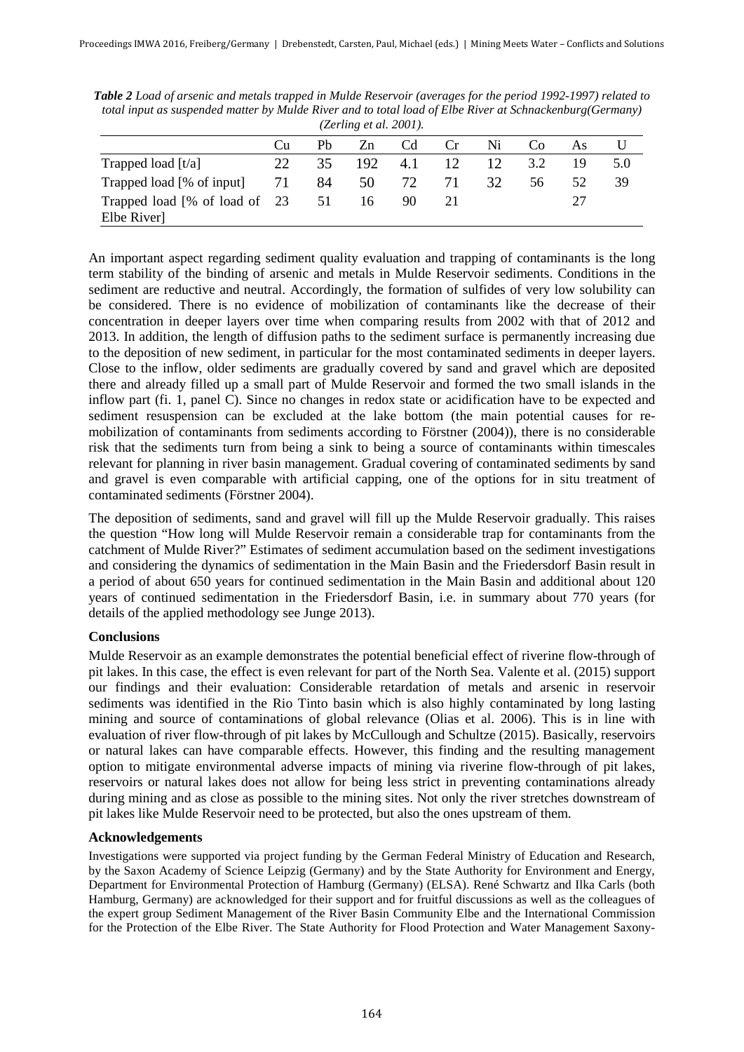*Table 2 Load of arsenic and metals trapped in Mulde Reservoir (averages for the period 1992-1997) related to total input as suspended matter by Mulde River and to total load of Elbe River at Schnackenburg(Germany) (Zerling et al. 2001).*

| | Cu | Pb | Zn | Cd | Cr | Ni | Co | As | U |
|---|---|---|---|---|---|---|---|---|---|
| Trapped load [t/a] | 22 | 35 | 192 | 4.1 | 12 | 12 | 3.2 | 19 | 5.0 |
| Trapped load [% of input] | 71 | 84 | 50 | 72 | 71 | 32 | 56 | 52 | 39 |
| Trapped load [% of load of Elbe River] | 23 | 51 | 16 | 90 | 21 | | | 27 | |

An important aspect regarding sediment quality evaluation and trapping of contaminants is the long term stability of the binding of arsenic and metals in Mulde Reservoir sediments. Conditions in the sediment are reductive and neutral. Accordingly, the formation of sulfides of very low solubility can be considered. There is no evidence of mobilization of contaminants like the decrease of their concentration in deeper layers over time when comparing results from 2002 with that of 2012 and 2013. In addition, the length of diffusion paths to the sediment surface is permanently increasing due to the deposition of new sediment, in particular for the most contaminated sediments in deeper layers. Close to the inflow, older sediments are gradually covered by sand and gravel which are deposited there and already filled up a small part of Mulde Reservoir and formed the two small islands in the inflow part (fi. 1, panel C). Since no changes in redox state or acidification have to be expected and sediment resuspension can be excluded at the lake bottom (the main potential causes for re-mobilization of contaminants from sediments according to Förstner (2004)), there is no considerable risk that the sediments turn from being a sink to being a source of contaminants within timescales relevant for planning in river basin management. Gradual covering of contaminated sediments by sand and gravel is even comparable with artificial capping, one of the options for in situ treatment of contaminated sediments (Förstner 2004).

The deposition of sediments, sand and gravel will fill up the Mulde Reservoir gradually. This raises the question "How long will Mulde Reservoir remain a considerable trap for contaminants from the catchment of Mulde River?" Estimates of sediment accumulation based on the sediment investigations and considering the dynamics of sedimentation in the Main Basin and the Friedersdorf Basin result in a period of about 650 years for continued sedimentation in the Main Basin and additional about 120 years of continued sedimentation in the Friedersdorf Basin, i.e. in summary about 770 years (for details of the applied methodology see Junge 2013).

## Conclusions

Mulde Reservoir as an example demonstrates the potential beneficial effect of riverine flow-through of pit lakes. In this case, the effect is even relevant for part of the North Sea. Valente et al. (2015) support our findings and their evaluation: Considerable retardation of metals and arsenic in reservoir sediments was identified in the Rio Tinto basin which is also highly contaminated by long lasting mining and source of contaminations of global relevance (Olias et al. 2006). This is in line with evaluation of river flow-through of pit lakes by McCullough and Schultze (2015). Basically, reservoirs or natural lakes can have comparable effects. However, this finding and the resulting management option to mitigate environmental adverse impacts of mining via riverine flow-through of pit lakes, reservoirs or natural lakes does not allow for being less strict in preventing contaminations already during mining and as close as possible to the mining sites. Not only the river stretches downstream of pit lakes like Mulde Reservoir need to be protected, but also the ones upstream of them.

## Acknowledgements

Investigations were supported via project funding by the German Federal Ministry of Education and Research, by the Saxon Academy of Science Leipzig (Germany) and by the State Authority for Environment and Energy, Department for Environmental Protection of Hamburg (Germany) (ELSA). René Schwartz and Ilka Carls (both Hamburg, Germany) are acknowledged for their support and for fruitful discussions as well as the colleagues of the expert group Sediment Management of the River Basin Community Elbe and the International Commission for the Protection of the Elbe River. The State Authority for Flood Protection and Water Management Saxony-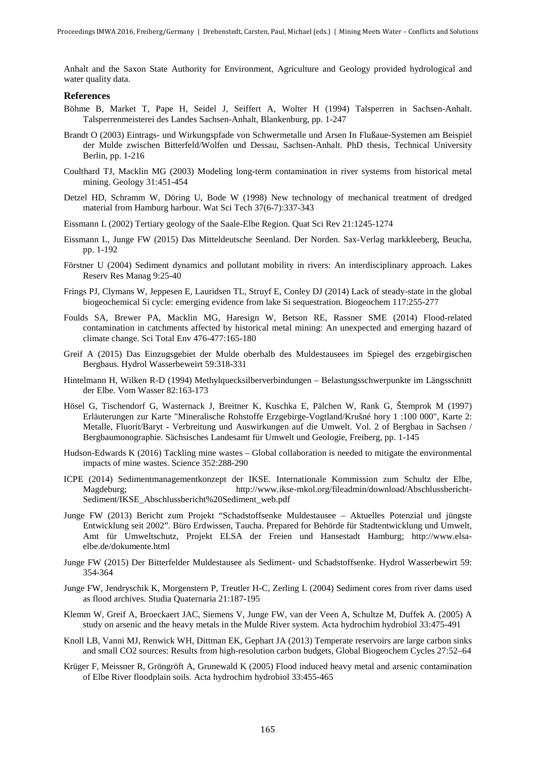Anhalt and the Saxon State Authority for Environment, Agriculture and Geology provided hydrological and water quality data.

## References

Böhme B, Market T, Pape H, Seidel J, Seiffert A, Wolter H (1994) Talsperren in Sachsen-Anhalt. Talsperrenmeisterei des Landes Sachsen-Anhalt, Blankenburg, pp. 1-247

Brandt O (2003) Eintrags- und Wirkungspfade von Schwermetalle und Arsen In Flußaue-Systemen am Beispiel der Mulde zwischen Bitterfeld/Wolfen und Dessau, Sachsen-Anhalt. PhD thesis, Technical University Berlin, pp. 1-216

Coulthard TJ, Macklin MG (2003) Modeling long-term contamination in river systems from historical metal mining. Geology 31:451-454

Detzel HD, Schramm W, Döring U, Bode W (1998) New technology of mechanical treatment of dredged material from Hamburg harbour. Wat Sci Tech 37(6-7):337-343

Eissmann L (2002) Tertiary geology of the Saale-Elbe Region. Quat Sci Rev 21:1245-1274

Eissmann L, Junge FW (2015) Das Mitteldeutsche Seenland. Der Norden. Sax-Verlag markkleeberg, Beucha, pp. 1-192

Förstner U (2004) Sediment dynamics and pollutant mobility in rivers: An interdisciplinary approach. Lakes Reserv Res Manag 9:25-40

Frings PJ, Clymans W, Jeppesen E, Lauridsen TL, Struyf E, Conley DJ (2014) Lack of steady-state in the global biogeochemical Si cycle: emerging evidence from lake Si sequestration. Biogeochem 117:255-277

Foulds SA, Brewer PA, Macklin MG, Haresign W, Betson RE, Rassner SME (2014) Flood-related contamination in catchments affected by historical metal mining: An unexpected and emerging hazard of climate change. Sci Total Env 476-477:165-180

Greif A (2015) Das Einzugsgebiet der Mulde oberhalb des Muldestausees im Spiegel des erzgebirgischen Bergbaus. Hydrol Wasserbeweirt 59:318-331

Hintelmann H, Wilken R-D (1994) Methylquecksilberverbindungen – Belastungsschwerpunkte im Längsschnitt der Elbe. Vom Wasser 82:163-173

Hösel G, Tischendorf G, Wasternack J, Breitner K, Kuschka E, Pälchen W, Rank G, Štemprok M (1997) Erläuterungen zur Karte "Mineralische Rohstoffe Erzgebirge-Vogtland/Krušné hory 1 :100 000", Karte 2: Metalle, Fluorit/Baryt - Verbreitung und Auswirkungen auf die Umwelt. Vol. 2 of Bergbau in Sachsen / Bergbaumonographie. Sächsisches Landesamt für Umwelt und Geologie, Freiberg, pp. 1-145

Hudson-Edwards K (2016) Tackling mine wastes – Global collaboration is needed to mitigate the environmental impacts of mine wastes. Science 352:288-290

ICPE (2014) Sedimentmanagementkonzept der IKSE. Internationale Kommission zum Schultz der Elbe, Magdeburg; http://www.ikse-mkol.org/fileadmin/download/Abschlussbericht-Sediment/IKSE_Abschlussbericht%20Sediment_web.pdf

Junge FW (2013) Bericht zum Projekt "Schadstoffsenke Muldestausee – Aktuelles Potenzial und jüngste Entwicklung seit 2002". Büro Erdwissen, Taucha. Prepared for Behörde für Stadtentwicklung und Umwelt, Amt für Umweltschutz, Projekt ELSA der Freien und Hansestadt Hamburg; http://www.elsa-elbe.de/dokumente.html

Junge FW (2015) Der Bitterfelder Muldestausee als Sediment- und Schadstoffsenke. Hydrol Wasserbewirt 59: 354-364

Junge FW, Jendryschik K, Morgenstern P, Treutler H-C, Zerling L (2004) Sediment cores from river dams used as flood archives. Studia Quaternaria 21:187-195

Klemm W, Greif A, Broeckaert JAC, Siemens V, Junge FW, van der Veen A, Schultze M, Duffek A. (2005) A study on arsenic and the heavy metals in the Mulde River system. Acta hydrochim hydrobiol 33:475-491

Knoll LB, Vanni MJ, Renwick WH, Dittman EK, Gephart JA (2013) Temperate reservoirs are large carbon sinks and small CO2 sources: Results from high-resolution carbon budgets, Global Biogeochem Cycles 27:52–64

Krüger F, Meissner R, Gröngröft A, Grunewald K (2005) Flood induced heavy metal and arsenic contamination of Elbe River floodplain soils. Acta hydrochim hydrobiol 33:455-465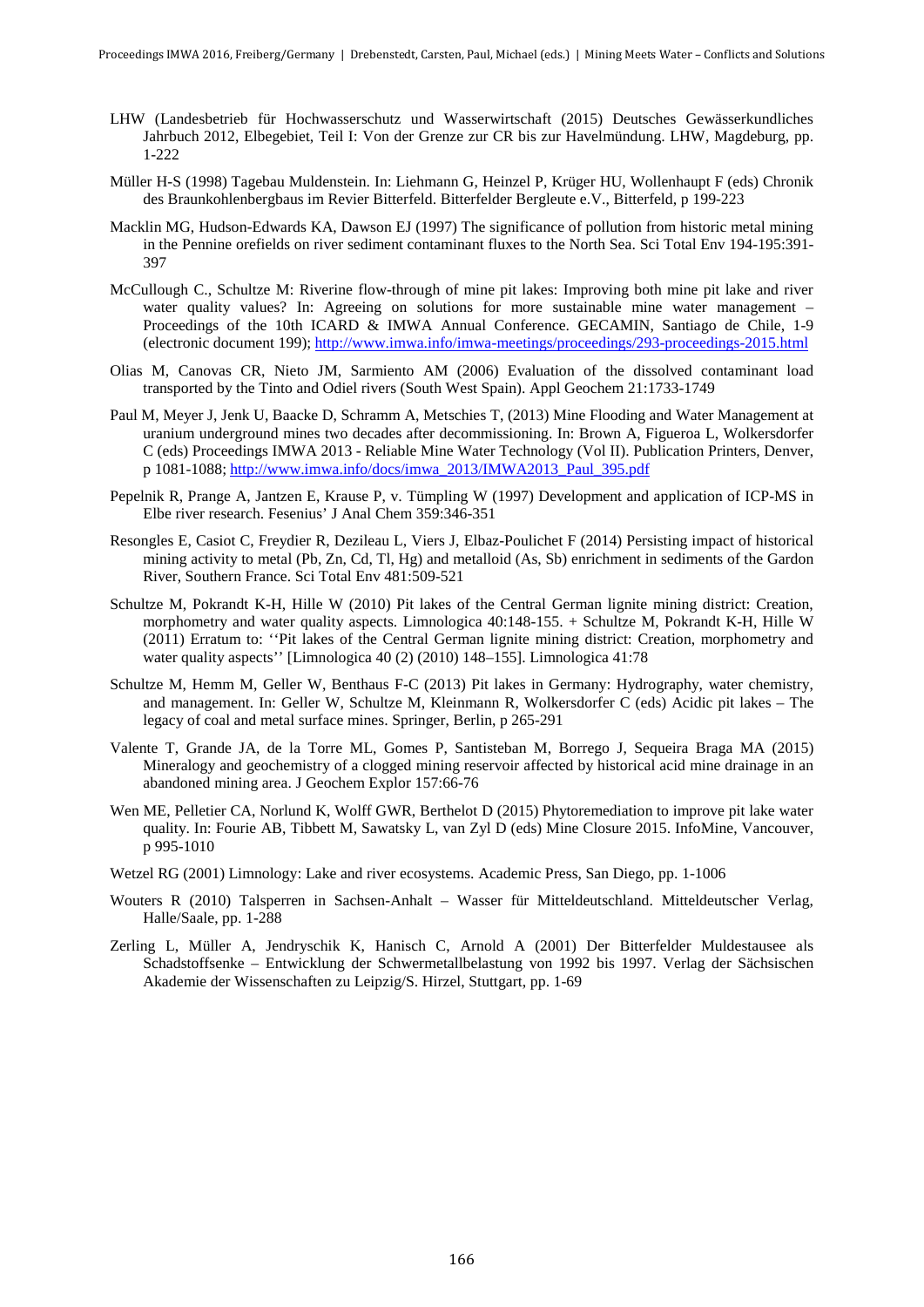LHW (Landesbetrieb für Hochwasserschutz und Wasserwirtschaft (2015) Deutsches Gewässerkundliches Jahrbuch 2012, Elbegebiet, Teil I: Von der Grenze zur CR bis zur Havelmündung. LHW, Magdeburg, pp. 1-222

Müller H-S (1998) Tagebau Muldenstein. In: Liehmann G, Heinzel P, Krüger HU, Wollenhaupt F (eds) Chronik des Braunkohlenbergbaus im Revier Bitterfeld. Bitterfelder Bergleute e.V., Bitterfeld, p 199-223

Macklin MG, Hudson-Edwards KA, Dawson EJ (1997) The significance of pollution from historic metal mining in the Pennine orefields on river sediment contaminant fluxes to the North Sea. Sci Total Env 194-195:391-397

McCullough C., Schultze M: Riverine flow-through of mine pit lakes: Improving both mine pit lake and river water quality values? In: Agreeing on solutions for more sustainable mine water management – Proceedings of the 10th ICARD & IMWA Annual Conference. GECAMIN, Santiago de Chile, 1-9 (electronic document 199); http://www.imwa.info/imwa-meetings/proceedings/293-proceedings-2015.html

Olias M, Canovas CR, Nieto JM, Sarmiento AM (2006) Evaluation of the dissolved contaminant load transported by the Tinto and Odiel rivers (South West Spain). Appl Geochem 21:1733-1749

Paul M, Meyer J, Jenk U, Baacke D, Schramm A, Metschies T, (2013) Mine Flooding and Water Management at uranium underground mines two decades after decommissioning. In: Brown A, Figueroa L, Wolkersdorfer C (eds) Proceedings IMWA 2013 - Reliable Mine Water Technology (Vol II). Publication Printers, Denver, p 1081-1088; http://www.imwa.info/docs/imwa_2013/IMWA2013_Paul_395.pdf

Pepelnik R, Prange A, Jantzen E, Krause P, v. Tümpling W (1997) Development and application of ICP-MS in Elbe river research. Fesenius' J Anal Chem 359:346-351

Resongles E, Casiot C, Freydier R, Dezileau L, Viers J, Elbaz-Poulichet F (2014) Persisting impact of historical mining activity to metal (Pb, Zn, Cd, Tl, Hg) and metalloid (As, Sb) enrichment in sediments of the Gardon River, Southern France. Sci Total Env 481:509-521

Schultze M, Pokrandt K-H, Hille W (2010) Pit lakes of the Central German lignite mining district: Creation, morphometry and water quality aspects. Limnologica 40:148-155. + Schultze M, Pokrandt K-H, Hille W (2011) Erratum to: ''Pit lakes of the Central German lignite mining district: Creation, morphometry and water quality aspects'' [Limnologica 40 (2) (2010) 148–155]. Limnologica 41:78

Schultze M, Hemm M, Geller W, Benthaus F-C (2013) Pit lakes in Germany: Hydrography, water chemistry, and management. In: Geller W, Schultze M, Kleinmann R, Wolkersdorfer C (eds) Acidic pit lakes – The legacy of coal and metal surface mines. Springer, Berlin, p 265-291

Valente T, Grande JA, de la Torre ML, Gomes P, Santisteban M, Borrego J, Sequeira Braga MA (2015) Mineralogy and geochemistry of a clogged mining reservoir affected by historical acid mine drainage in an abandoned mining area. J Geochem Explor 157:66-76

Wen ME, Pelletier CA, Norlund K, Wolff GWR, Berthelot D (2015) Phytoremediation to improve pit lake water quality. In: Fourie AB, Tibbett M, Sawatsky L, van Zyl D (eds) Mine Closure 2015. InfoMine, Vancouver, p 995-1010

Wetzel RG (2001) Limnology: Lake and river ecosystems. Academic Press, San Diego, pp. 1-1006

Wouters R (2010) Talsperren in Sachsen-Anhalt – Wasser für Mitteldeutschland. Mitteldeutscher Verlag, Halle/Saale, pp. 1-288

Zerling L, Müller A, Jendryschik K, Hanisch C, Arnold A (2001) Der Bitterfelder Muldestausee als Schadstoffsenke – Entwicklung der Schwermetallbelastung von 1992 bis 1997. Verlag der Sächsischen Akademie der Wissenschaften zu Leipzig/S. Hirzel, Stuttgart, pp. 1-69